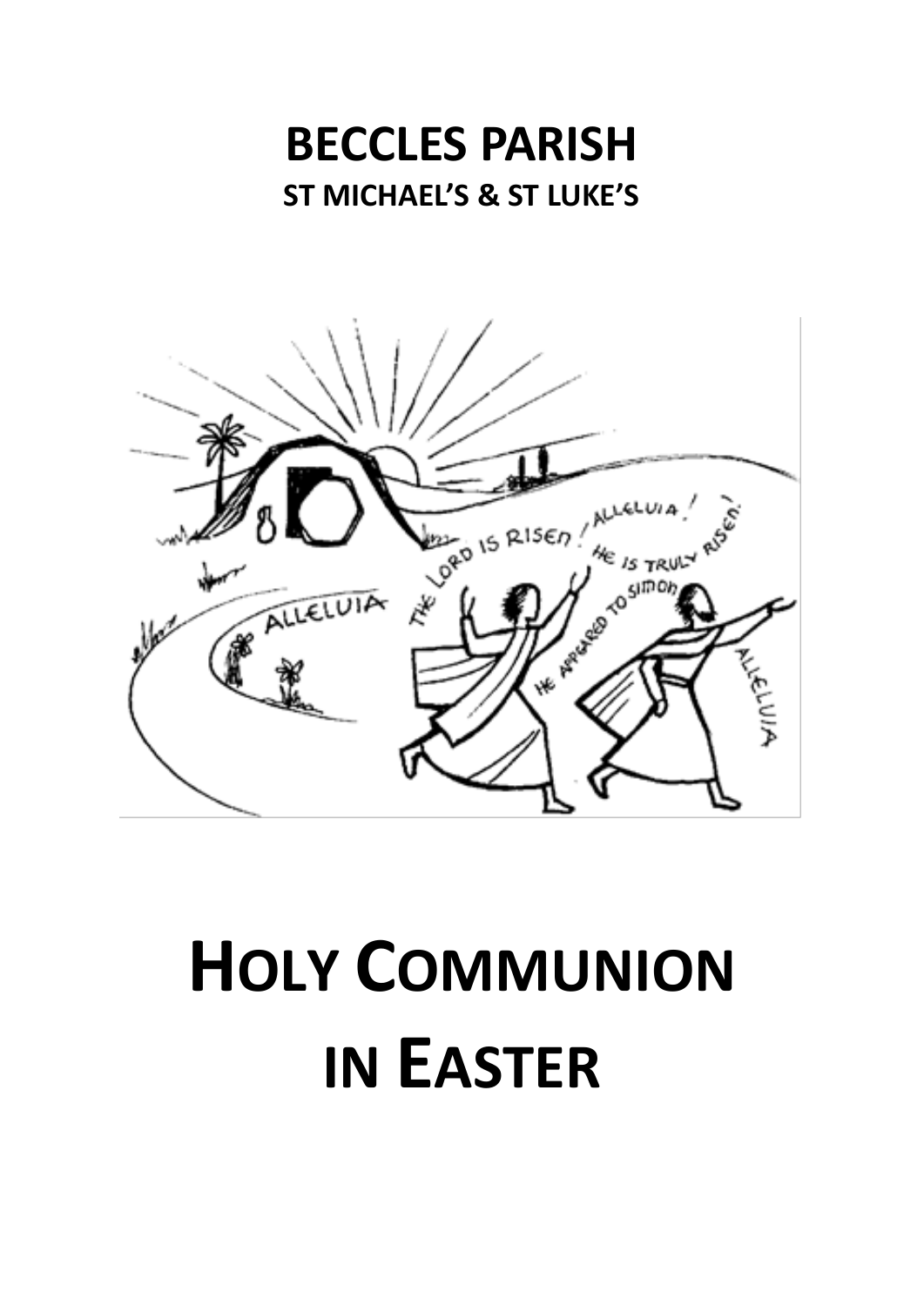# BECCLES PARISH

## ST MICHAEL'S & ST LUKE'S

# HOLY COMMUNION IN EASTER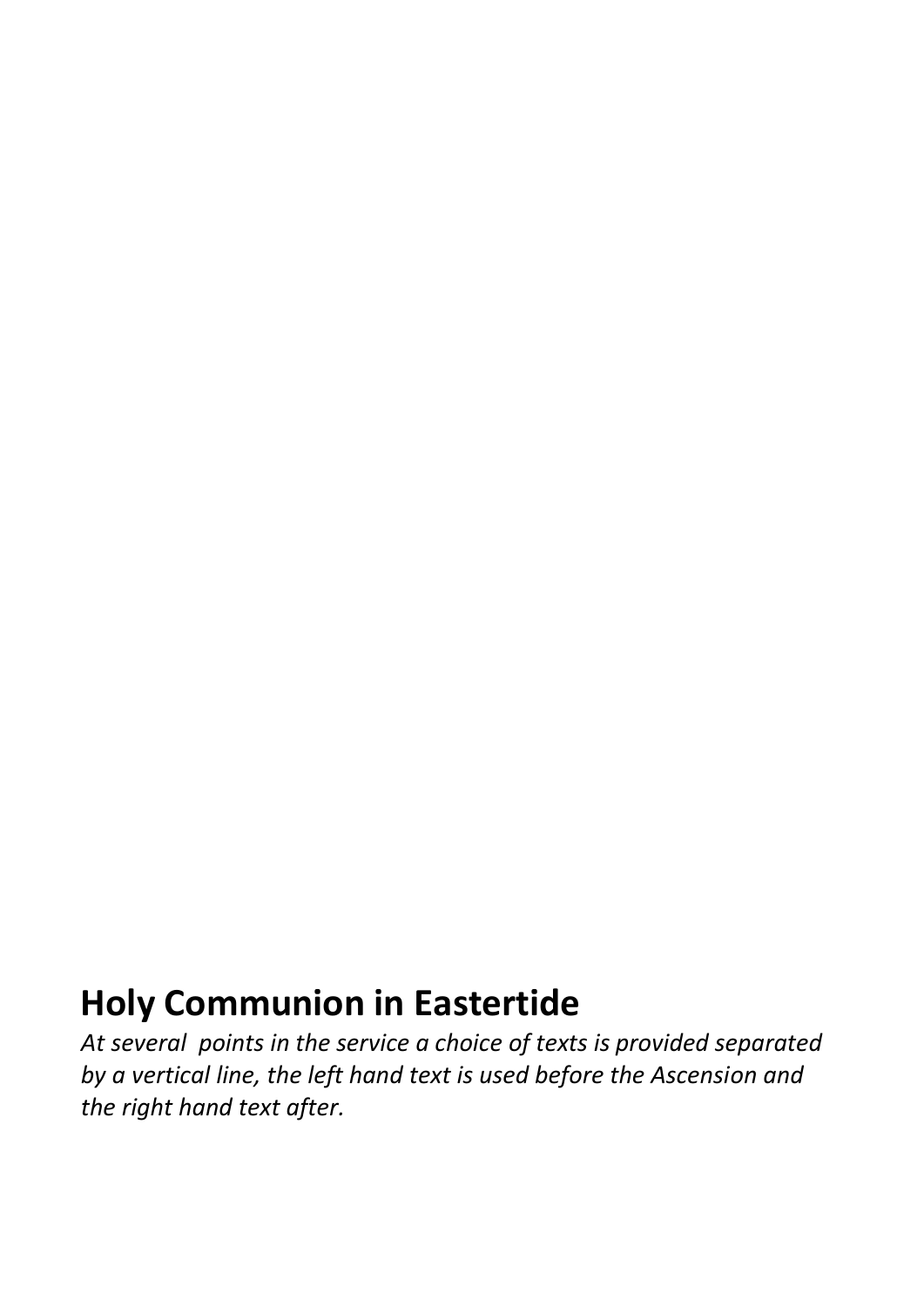# Holy Communion in Eastertide

*At several  points in the service a choice of texts is provided separated by a vertical line, the left hand text is used before the Ascension and the right hand text after.*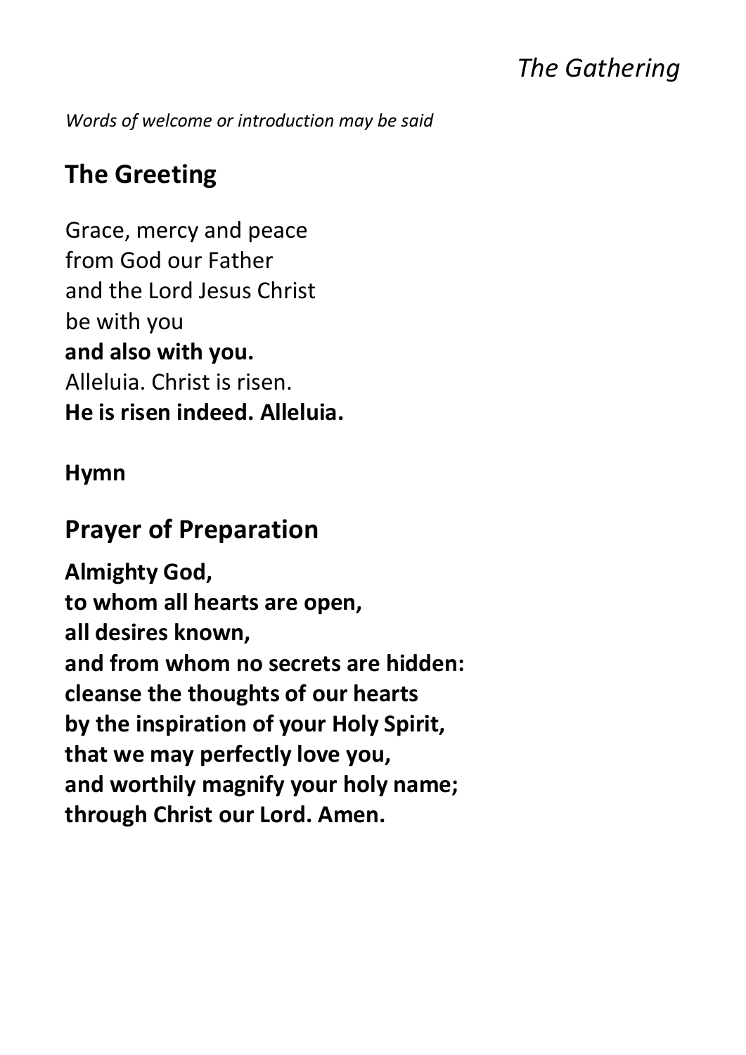*The Gathering*

*Words of welcome or introduction may be said*

## The Greeting

Grace, mercy and peace
from God our Father
and the Lord Jesus Christ
be with you
**and also with you.**
Alleluia. Christ is risen.
**He is risen indeed. Alleluia.**

**Hymn**

## Prayer of Preparation

**Almighty God,**
**to whom all hearts are open,**
**all desires known,**
**and from whom no secrets are hidden:**
**cleanse the thoughts of our hearts**
**by the inspiration of your Holy Spirit,**
**that we may perfectly love you,**
**and worthily magnify your holy name;**
**through Christ our Lord. Amen.**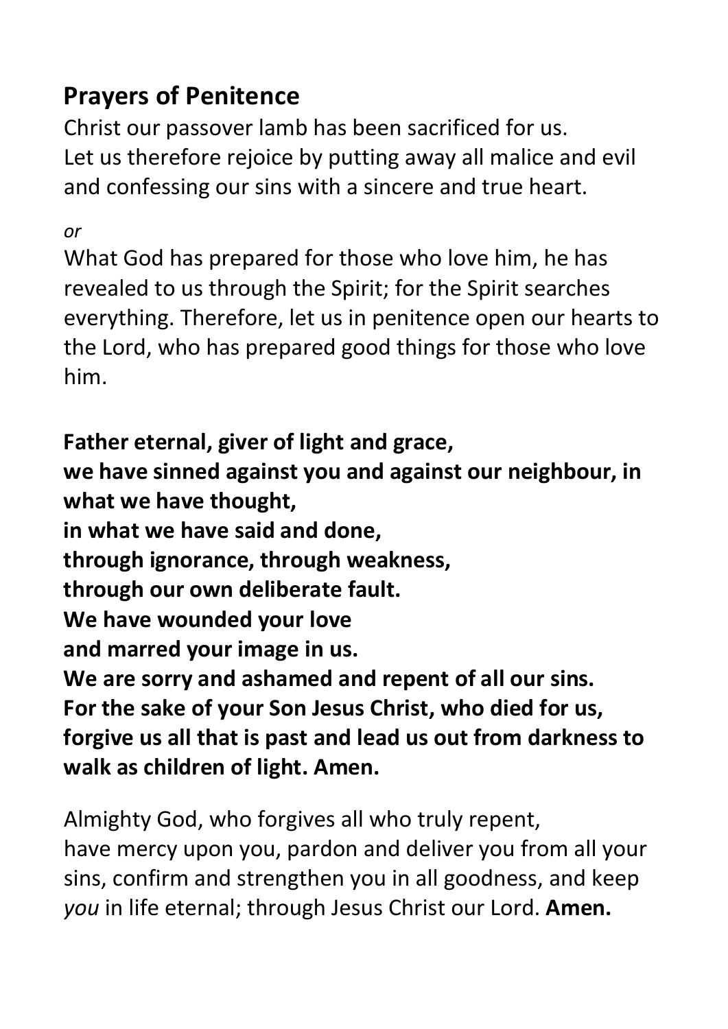## Prayers of Penitence

Christ our passover lamb has been sacrificed for us.
Let us therefore rejoice by putting away all malice and evil and confessing our sins with a sincere and true heart.

*or*

What God has prepared for those who love him, he has revealed to us through the Spirit; for the Spirit searches everything. Therefore, let us in penitence open our hearts to the Lord, who has prepared good things for those who love him.

**Father eternal, giver of light and grace,**
**we have sinned against you and against our neighbour, in what we have thought,**
**in what we have said and done,**
**through ignorance, through weakness,**
**through our own deliberate fault.**
**We have wounded your love**
**and marred your image in us.**
**We are sorry and ashamed and repent of all our sins.**
**For the sake of your Son Jesus Christ, who died for us, forgive us all that is past and lead us out from darkness to walk as children of light. Amen.**

Almighty God, who forgives all who truly repent,
have mercy upon you, pardon and deliver you from all your sins, confirm and strengthen you in all goodness, and keep *you* in life eternal; through Jesus Christ our Lord. **Amen.**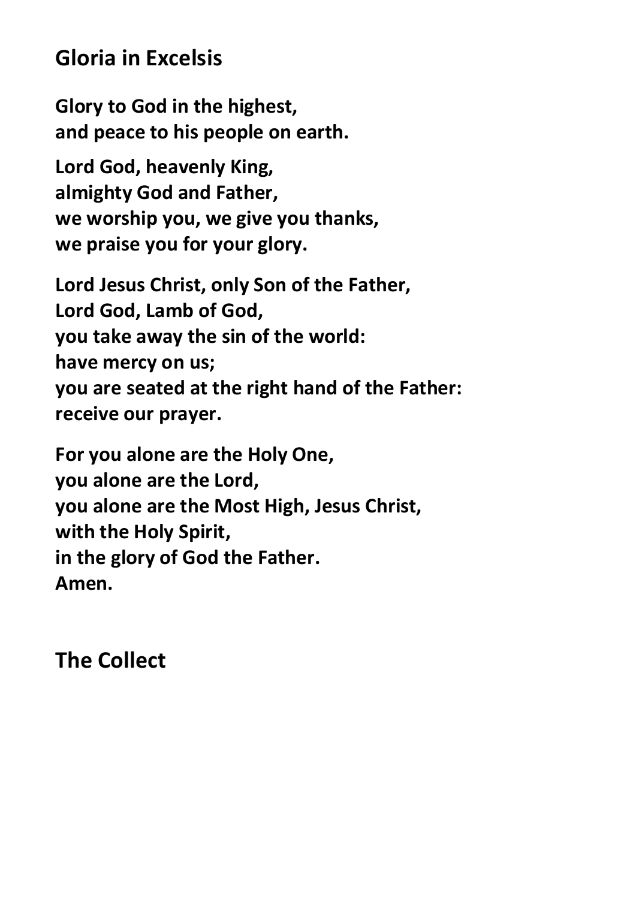## Gloria in Excelsis

**Glory to God in the highest,**
**and peace to his people on earth.**

**Lord God, heavenly King,**
**almighty God and Father,**
**we worship you, we give you thanks,**
**we praise you for your glory.**

**Lord Jesus Christ, only Son of the Father,**
**Lord God, Lamb of God,**
**you take away the sin of the world:**
**have mercy on us;**
**you are seated at the right hand of the Father:**
**receive our prayer.**

**For you alone are the Holy One,**
**you alone are the Lord,**
**you alone are the Most High, Jesus Christ,**
**with the Holy Spirit,**
**in the glory of God the Father.**
**Amen.**

## The Collect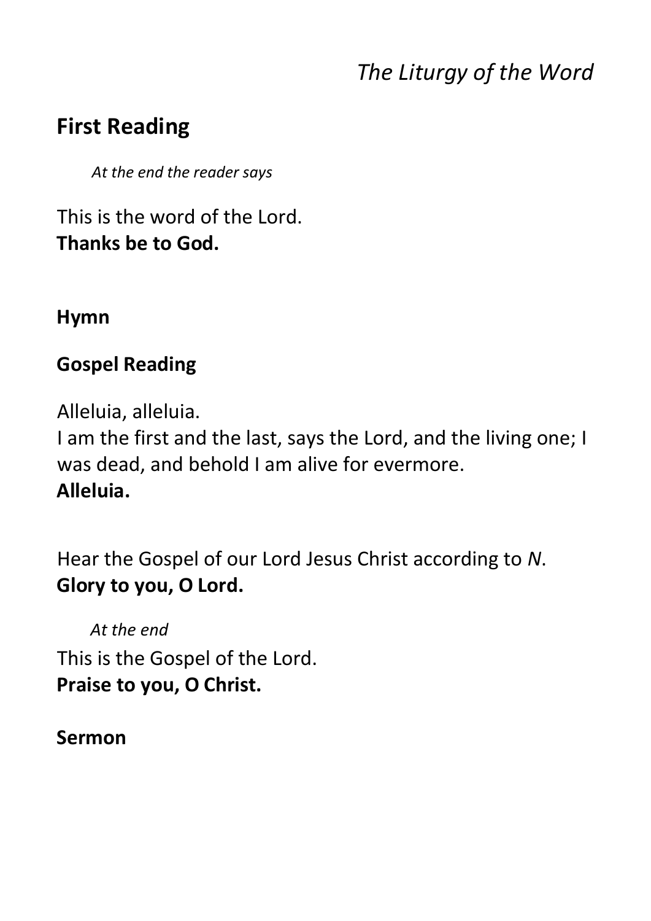*The Liturgy of the Word*

## First Reading

*At the end the reader says*

This is the word of the Lord.
**Thanks be to God.**

**Hymn**

**Gospel Reading**

Alleluia, alleluia.
I am the first and the last, says the Lord, and the living one; I was dead, and behold I am alive for evermore.
**Alleluia.**

Hear the Gospel of our Lord Jesus Christ according to *N*.
**Glory to you, O Lord.**

*At the end*

This is the Gospel of the Lord.
**Praise to you, O Christ.**

**Sermon**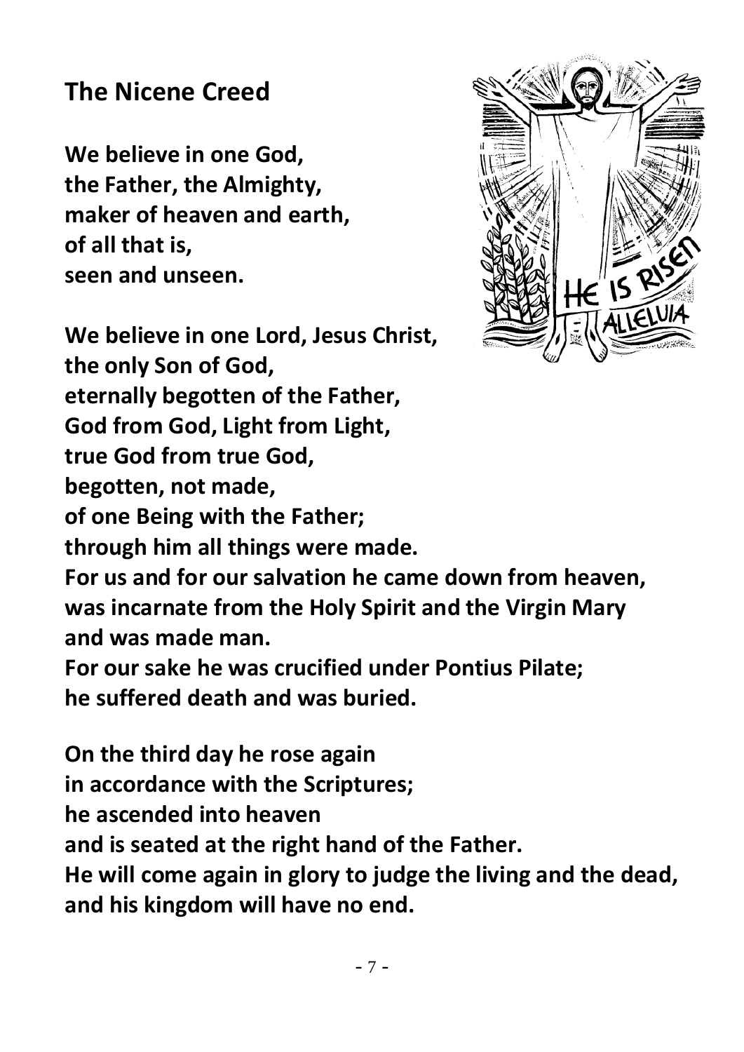## The Nicene Creed

**We believe in one God,**
**the Father, the Almighty,**
**maker of heaven and earth,**
**of all that is,**
**seen and unseen.**

**We believe in one Lord, Jesus Christ,**
**the only Son of God,**
**eternally begotten of the Father,**
**God from God, Light from Light,**
**true God from true God,**
**begotten, not made,**
**of one Being with the Father;**
**through him all things were made.**
**For us and for our salvation he came down from heaven,**
**was incarnate from the Holy Spirit and the Virgin Mary**
**and was made man.**
**For our sake he was crucified under Pontius Pilate;**
**he suffered death and was buried.**

**On the third day he rose again**
**in accordance with the Scriptures;**
**he ascended into heaven**
**and is seated at the right hand of the Father.**
**He will come again in glory to judge the living and the dead,**
**and his kingdom will have no end.**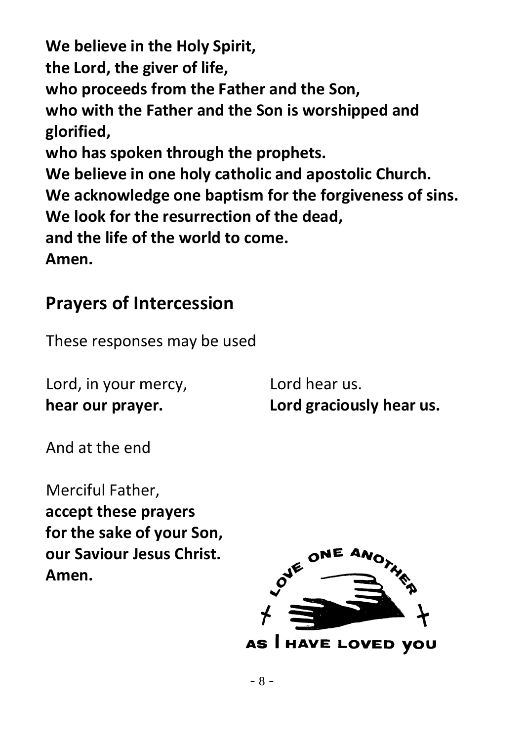**We believe in the Holy Spirit,**
**the Lord, the giver of life,**
**who proceeds from the Father and the Son,**
**who with the Father and the Son is worshipped and glorified,**
**who has spoken through the prophets.**
**We believe in one holy catholic and apostolic Church.**
**We acknowledge one baptism for the forgiveness of sins.**
**We look for the resurrection of the dead,**
**and the life of the world to come.**
**Amen.**

## Prayers of Intercession

These responses may be used

Lord, in your mercy,
**hear our prayer.**

Lord hear us.
**Lord graciously hear us.**

And at the end

Merciful Father,
**accept these prayers**
**for the sake of your Son,**
**our Saviour Jesus Christ.**
**Amen.**

LOVE ONE ANOTHER AS I HAVE LOVED YOU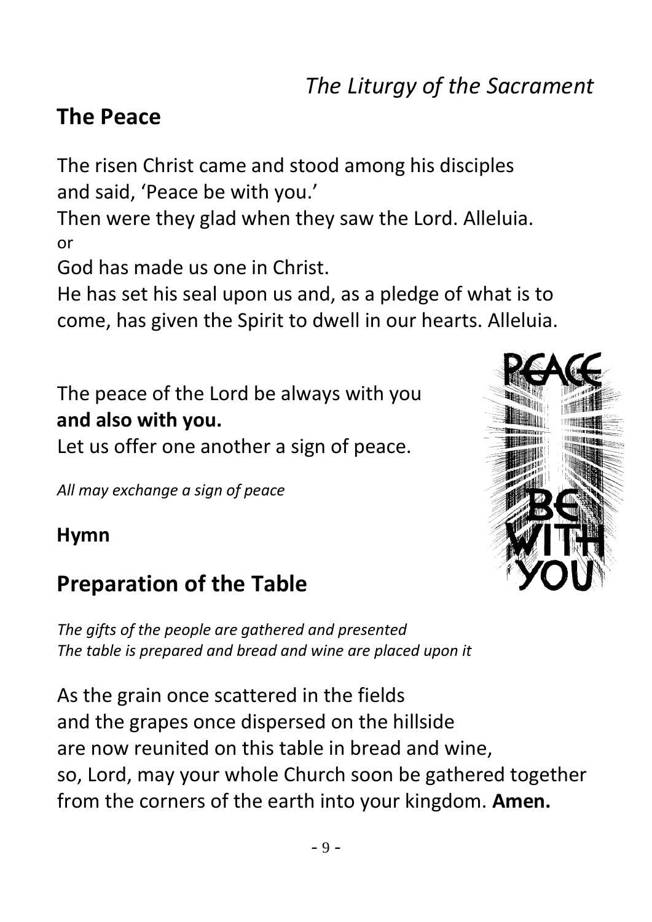*The Liturgy of the Sacrament*

## The Peace

The risen Christ came and stood among his disciples
and said, 'Peace be with you.'
Then were they glad when they saw the Lord. Alleluia.
or
God has made us one in Christ.
He has set his seal upon us and, as a pledge of what is to come, has given the Spirit to dwell in our hearts. Alleluia.

The peace of the Lord be always with you
**and also with you.**
Let us offer one another a sign of peace.

*All may exchange a sign of peace*

**Hymn**

## Preparation of the Table

*The gifts of the people are gathered and presented*
*The table is prepared and bread and wine are placed upon it*

As the grain once scattered in the fields
and the grapes once dispersed on the hillside
are now reunited on this table in bread and wine,
so, Lord, may your whole Church soon be gathered together
from the corners of the earth into your kingdom. **Amen.**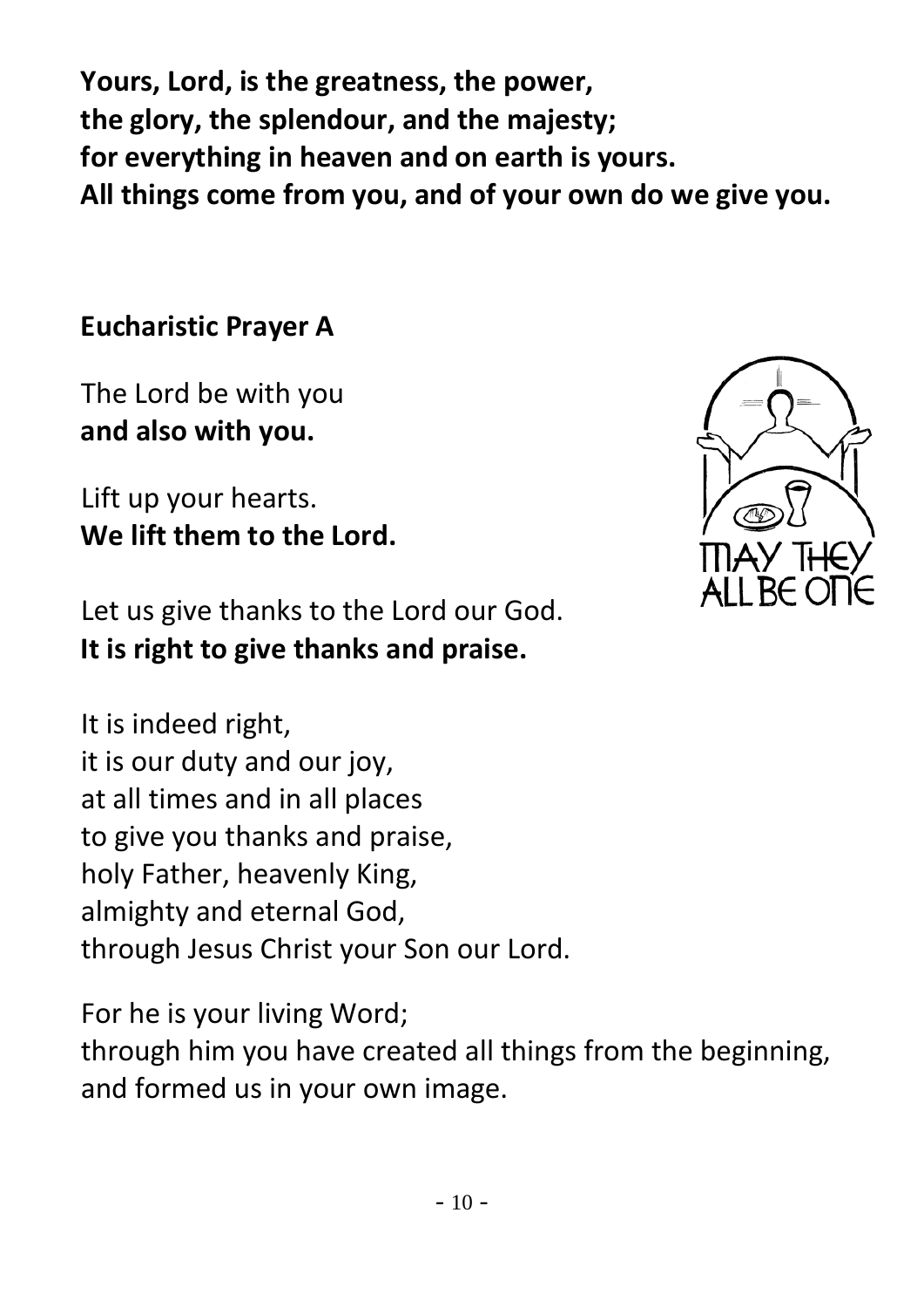**Yours, Lord, is the greatness, the power,**
**the glory, the splendour, and the majesty;**
**for everything in heaven and on earth is yours.**
**All things come from you, and of your own do we give you.**

## Eucharistic Prayer A

The Lord be with you
**and also with you.**

Lift up your hearts.
**We lift them to the Lord.**

Let us give thanks to the Lord our God.
**It is right to give thanks and praise.**

It is indeed right,
it is our duty and our joy,
at all times and in all places
to give you thanks and praise,
holy Father, heavenly King,
almighty and eternal God,
through Jesus Christ your Son our Lord.

For he is your living Word;
through him you have created all things from the beginning,
and formed us in your own image.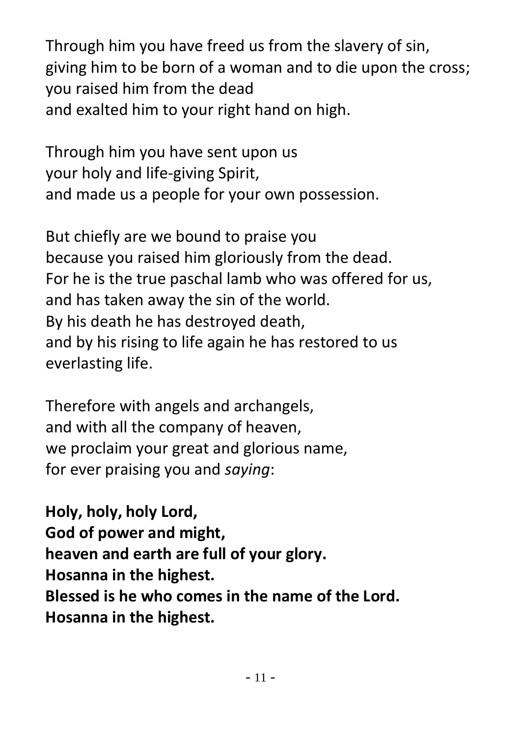Through him you have freed us from the slavery of sin,
giving him to be born of a woman and to die upon the cross;
you raised him from the dead
and exalted him to your right hand on high.

Through him you have sent upon us
your holy and life-giving Spirit,
and made us a people for your own possession.

But chiefly are we bound to praise you
because you raised him gloriously from the dead.
For he is the true paschal lamb who was offered for us,
and has taken away the sin of the world.
By his death he has destroyed death,
and by his rising to life again he has restored to us
everlasting life.

Therefore with angels and archangels,
and with all the company of heaven,
we proclaim your great and glorious name,
for ever praising you and *saying*:

**Holy, holy, holy Lord,**
**God of power and might,**
**heaven and earth are full of your glory.**
**Hosanna in the highest.**
**Blessed is he who comes in the name of the Lord.**
**Hosanna in the highest.**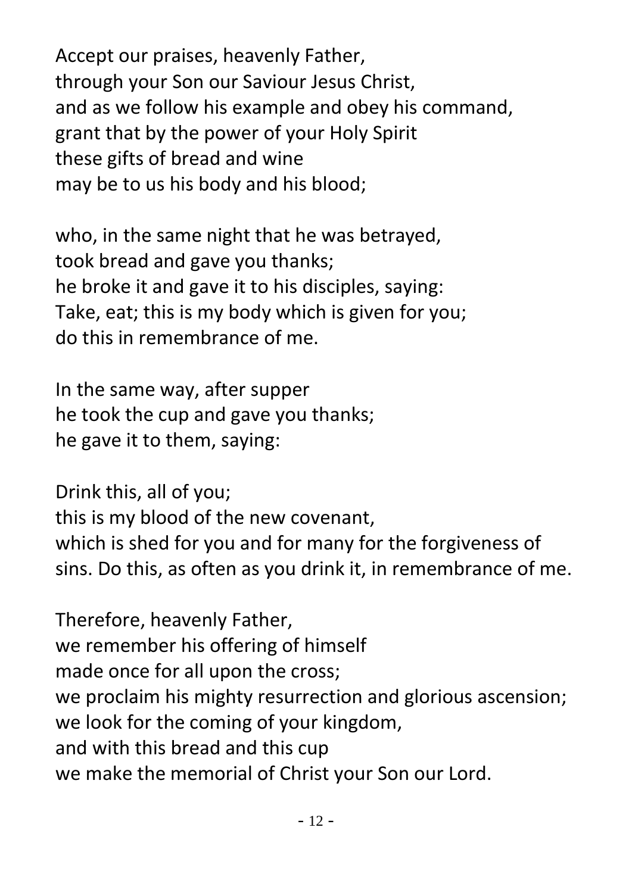Accept our praises, heavenly Father,
through your Son our Saviour Jesus Christ,
and as we follow his example and obey his command,
grant that by the power of your Holy Spirit
these gifts of bread and wine
may be to us his body and his blood;

who, in the same night that he was betrayed,
took bread and gave you thanks;
he broke it and gave it to his disciples, saying:
Take, eat; this is my body which is given for you;
do this in remembrance of me.

In the same way, after supper
he took the cup and gave you thanks;
he gave it to them, saying:

Drink this, all of you;
this is my blood of the new covenant,
which is shed for you and for many for the forgiveness of sins. Do this, as often as you drink it, in remembrance of me.

Therefore, heavenly Father,
we remember his offering of himself
made once for all upon the cross;
we proclaim his mighty resurrection and glorious ascension;
we look for the coming of your kingdom,
and with this bread and this cup
we make the memorial of Christ your Son our Lord.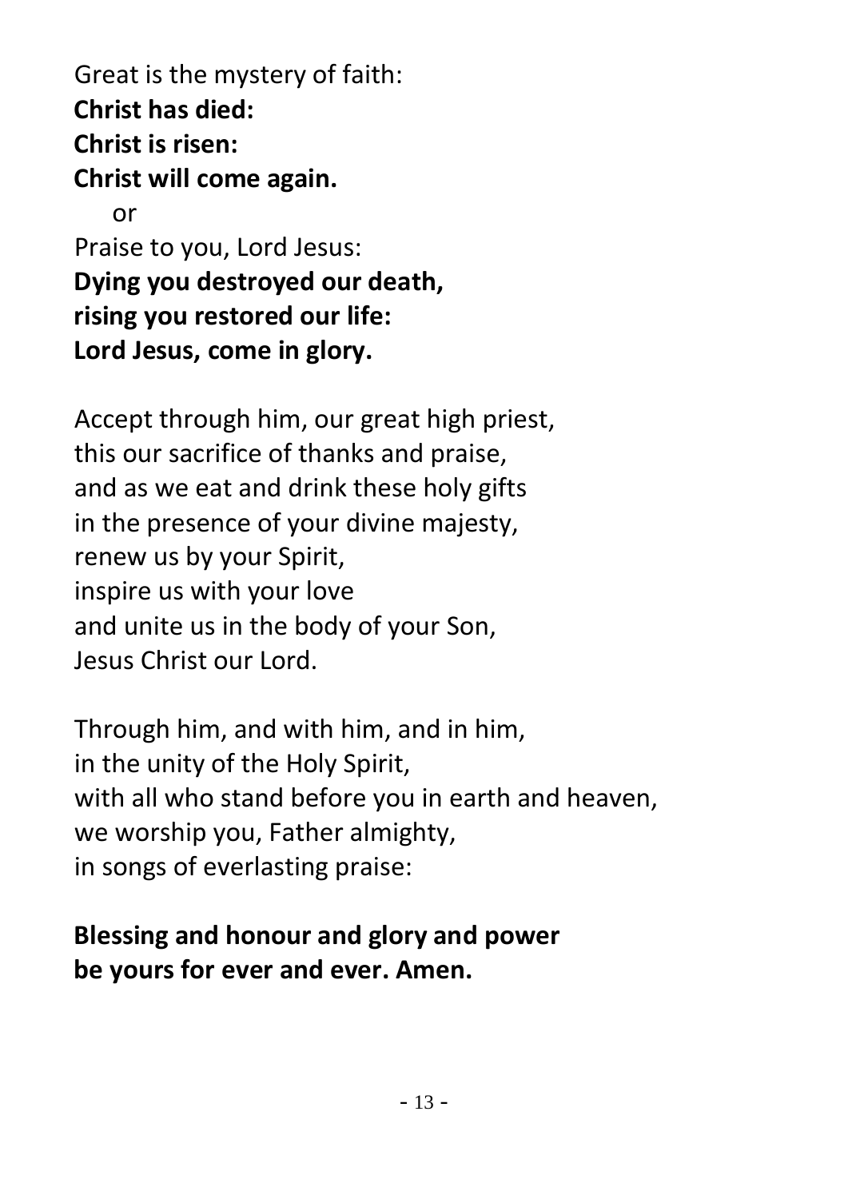Great is the mystery of faith:
**Christ has died:**
**Christ is risen:**
**Christ will come again.**

or

Praise to you, Lord Jesus:
**Dying you destroyed our death,**
**rising you restored our life:**
**Lord Jesus, come in glory.**

Accept through him, our great high priest,
this our sacrifice of thanks and praise,
and as we eat and drink these holy gifts
in the presence of your divine majesty,
renew us by your Spirit,
inspire us with your love
and unite us in the body of your Son,
Jesus Christ our Lord.

Through him, and with him, and in him,
in the unity of the Holy Spirit,
with all who stand before you in earth and heaven,
we worship you, Father almighty,
in songs of everlasting praise:

**Blessing and honour and glory and power**
**be yours for ever and ever. Amen.**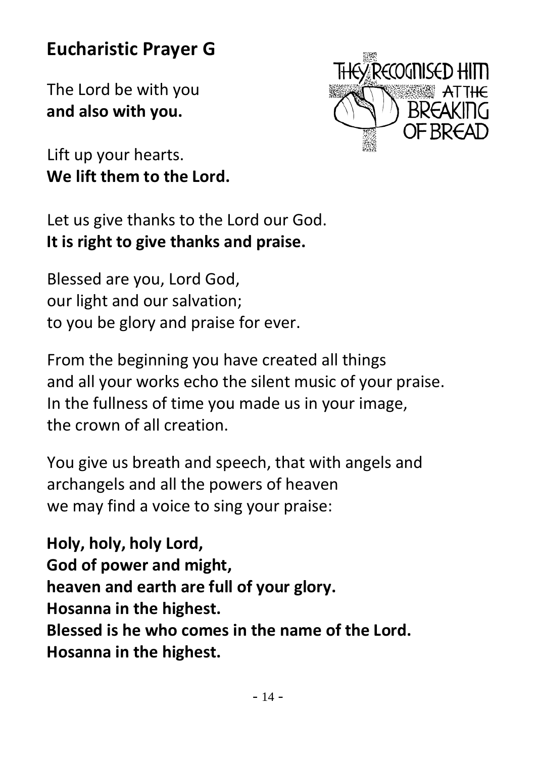## Eucharistic Prayer G

The Lord be with you
**and also with you.**

Lift up your hearts.
**We lift them to the Lord.**

Let us give thanks to the Lord our God.
**It is right to give thanks and praise.**

Blessed are you, Lord God,
our light and our salvation;
to you be glory and praise for ever.

From the beginning you have created all things
and all your works echo the silent music of your praise.
In the fullness of time you made us in your image,
the crown of all creation.

You give us breath and speech, that with angels and archangels and all the powers of heaven
we may find a voice to sing your praise:

**Holy, holy, holy Lord,**
**God of power and might,**
**heaven and earth are full of your glory.**
**Hosanna in the highest.**
**Blessed is he who comes in the name of the Lord.**
**Hosanna in the highest.**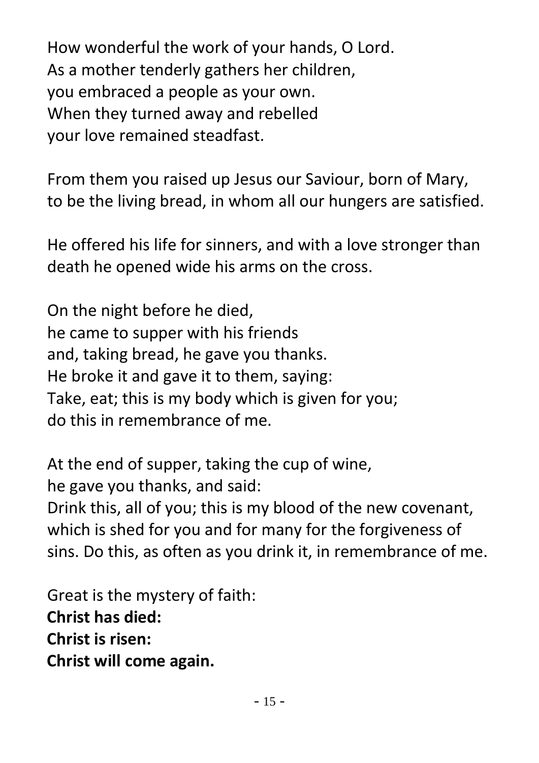How wonderful the work of your hands, O Lord.  
As a mother tenderly gathers her children,  
you embraced a people as your own.  
When they turned away and rebelled  
your love remained steadfast.

From them you raised up Jesus our Saviour, born of Mary, to be the living bread, in whom all our hungers are satisfied.

He offered his life for sinners, and with a love stronger than death he opened wide his arms on the cross.

On the night before he died,  
he came to supper with his friends  
and, taking bread, he gave you thanks.  
He broke it and gave it to them, saying:  
Take, eat; this is my body which is given for you;  
do this in remembrance of me.

At the end of supper, taking the cup of wine,  
he gave you thanks, and said:  
Drink this, all of you; this is my blood of the new covenant, which is shed for you and for many for the forgiveness of sins. Do this, as often as you drink it, in remembrance of me.

Great is the mystery of faith:  
**Christ has died:**  
**Christ is risen:**  
**Christ will come again.**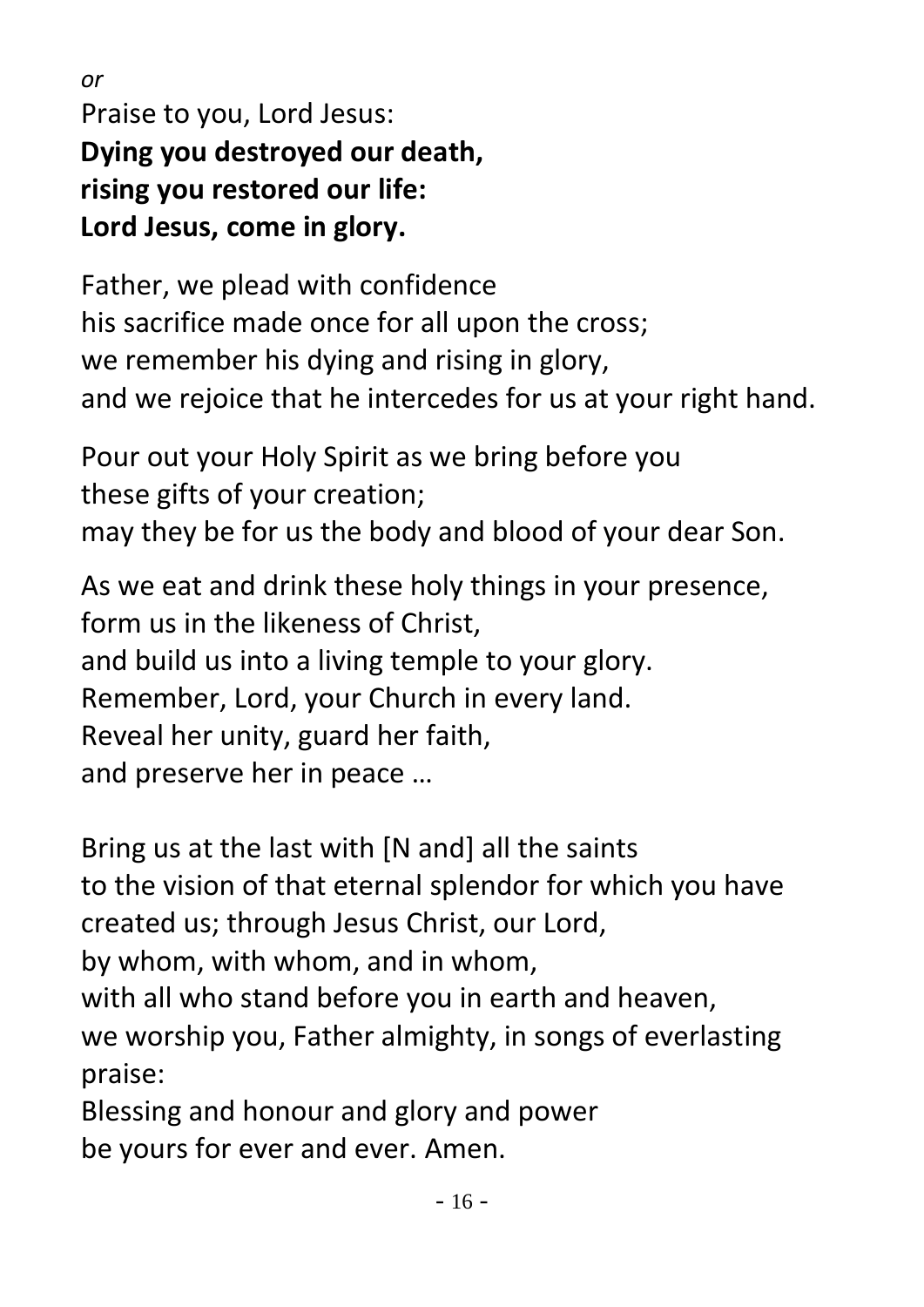*or*

Praise to you, Lord Jesus:
**Dying you destroyed our death,**
**rising you restored our life:**
**Lord Jesus, come in glory.**

Father, we plead with confidence
his sacrifice made once for all upon the cross;
we remember his dying and rising in glory,
and we rejoice that he intercedes for us at your right hand.

Pour out your Holy Spirit as we bring before you
these gifts of your creation;
may they be for us the body and blood of your dear Son.

As we eat and drink these holy things in your presence,
form us in the likeness of Christ,
and build us into a living temple to your glory.
Remember, Lord, your Church in every land.
Reveal her unity, guard her faith,
and preserve her in peace …

Bring us at the last with [N and] all the saints
to the vision of that eternal splendor for which you have created us; through Jesus Christ, our Lord,
by whom, with whom, and in whom,
with all who stand before you in earth and heaven,
we worship you, Father almighty, in songs of everlasting praise:
Blessing and honour and glory and power
be yours for ever and ever. Amen.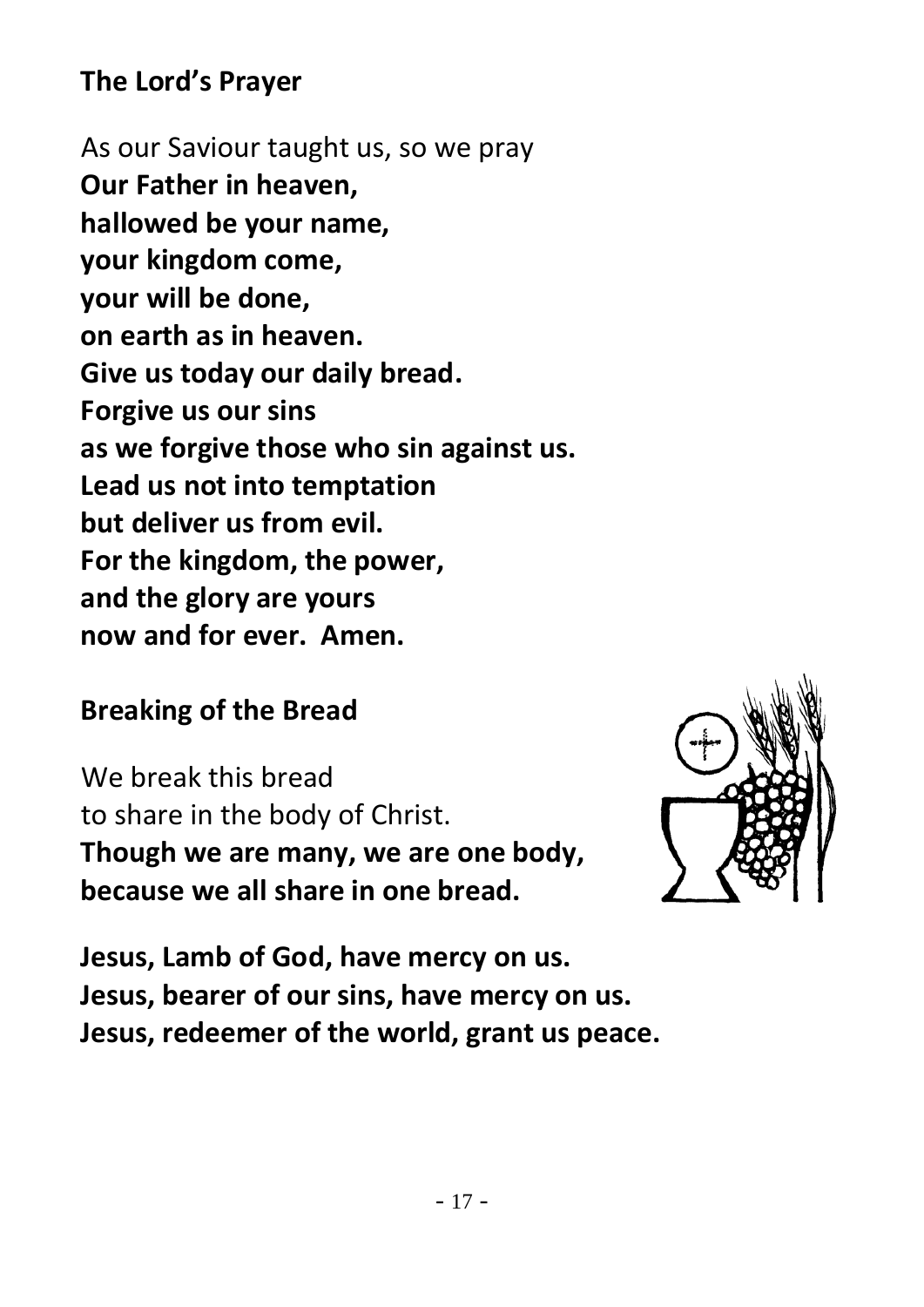## The Lord's Prayer

As our Saviour taught us, so we pray
**Our Father in heaven,**
**hallowed be your name,**
**your kingdom come,**
**your will be done,**
**on earth as in heaven.**
**Give us today our daily bread.**
**Forgive us our sins**
**as we forgive those who sin against us.**
**Lead us not into temptation**
**but deliver us from evil.**
**For the kingdom, the power,**
**and the glory are yours**
**now and for ever. Amen.**

## Breaking of the Bread

We break this bread
to share in the body of Christ.
**Though we are many, we are one body,**
**because we all share in one bread.**

**Jesus, Lamb of God, have mercy on us.**
**Jesus, bearer of our sins, have mercy on us.**
**Jesus, redeemer of the world, grant us peace.**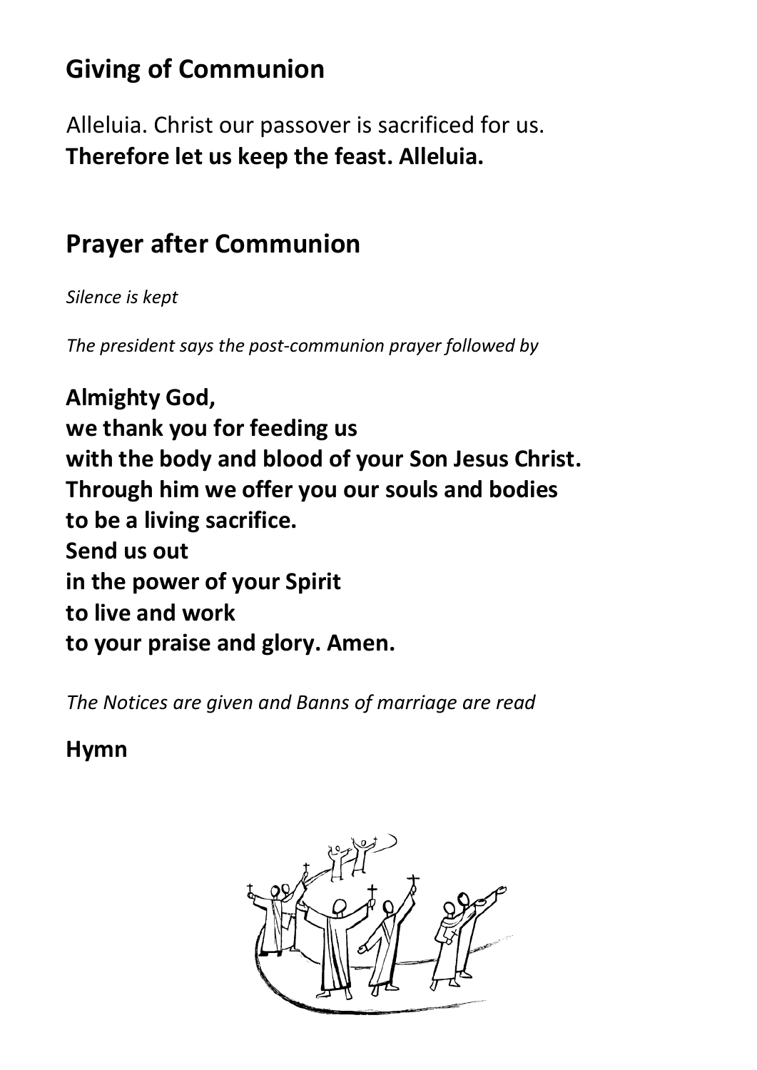## Giving of Communion

Alleluia. Christ our passover is sacrificed for us.
**Therefore let us keep the feast. Alleluia.**

## Prayer after Communion

*Silence is kept*

*The president says the post-communion prayer followed by*

**Almighty God,**
**we thank you for feeding us**
**with the body and blood of your Son Jesus Christ.**
**Through him we offer you our souls and bodies**
**to be a living sacrifice.**
**Send us out**
**in the power of your Spirit**
**to live and work**
**to your praise and glory. Amen.**

*The Notices are given and Banns of marriage are read*

**Hymn**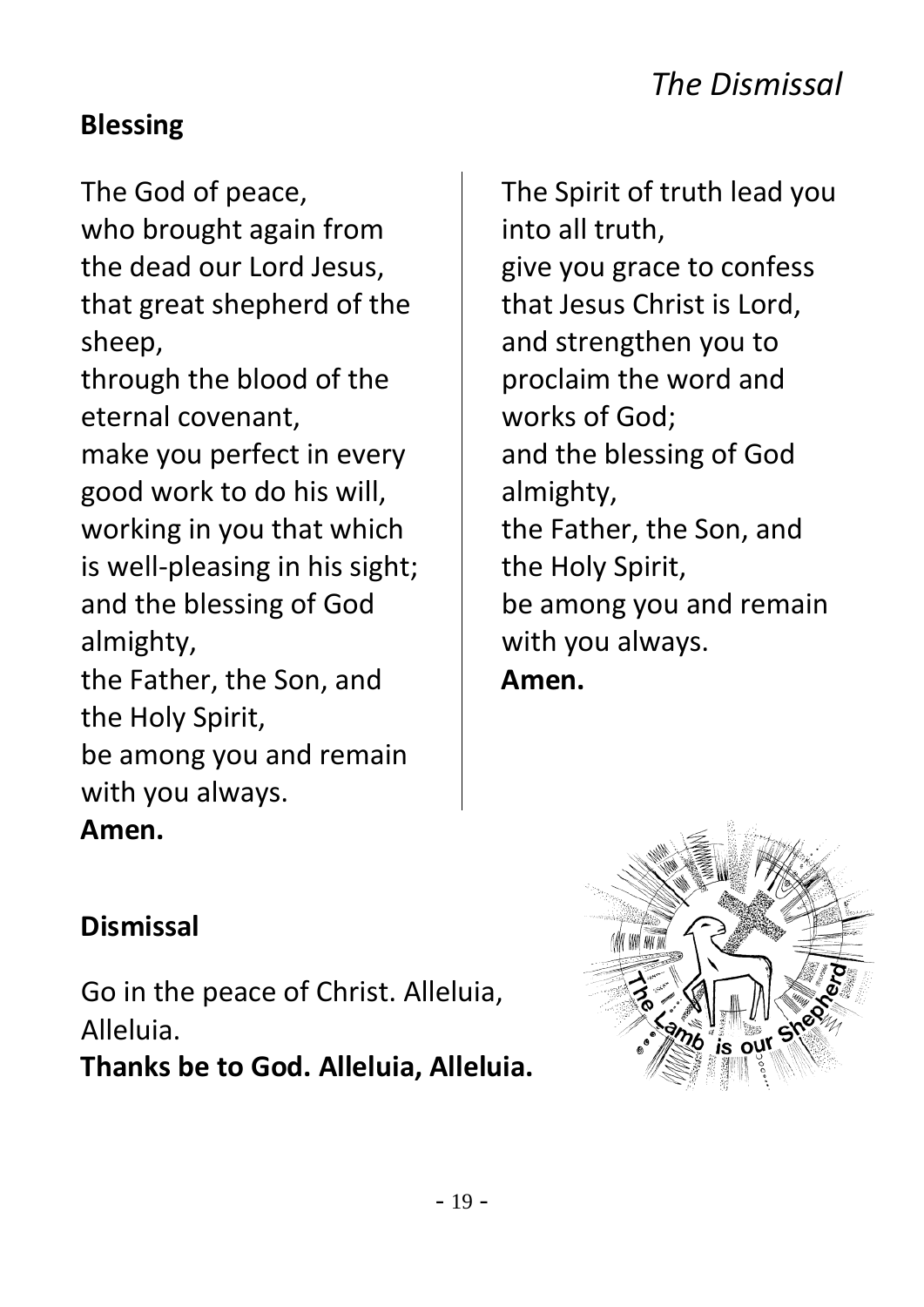*The Dismissal*

## Blessing

The God of peace,
who brought again from the dead our Lord Jesus,
that great shepherd of the sheep,
through the blood of the eternal covenant,
make you perfect in every good work to do his will,
working in you that which is well-pleasing in his sight;
and the blessing of God almighty,
the Father, the Son, and the Holy Spirit,
be among you and remain with you always.
**Amen.**

The Spirit of truth lead you into all truth,
give you grace to confess that Jesus Christ is Lord,
and strengthen you to proclaim the word and works of God;
and the blessing of God almighty,
the Father, the Son, and the Holy Spirit,
be among you and remain with you always.
**Amen.**

## Dismissal

Go in the peace of Christ. Alleluia, Alleluia.
**Thanks be to God. Alleluia, Alleluia.**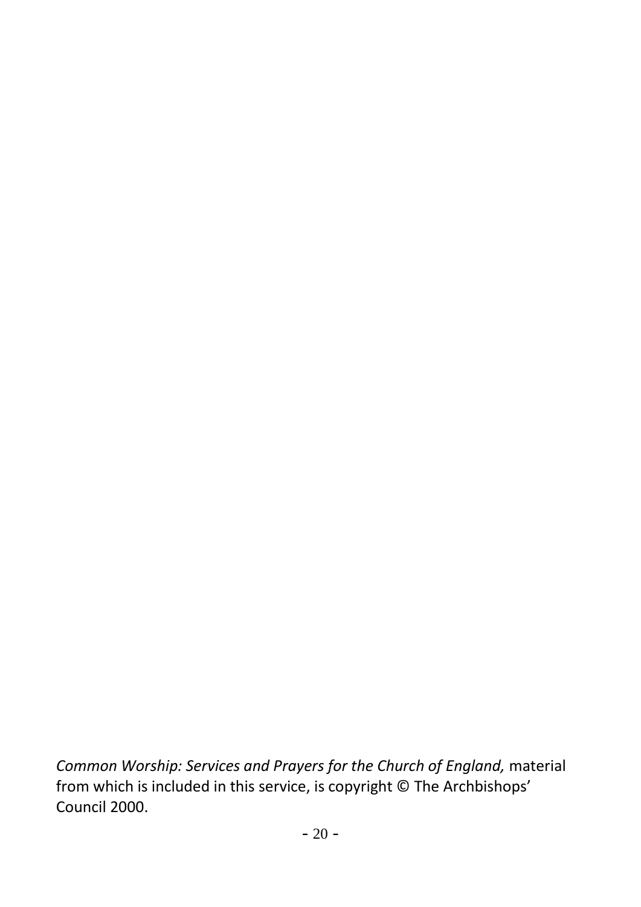*Common Worship: Services and Prayers for the Church of England,* material from which is included in this service, is copyright © The Archbishops' Council 2000.